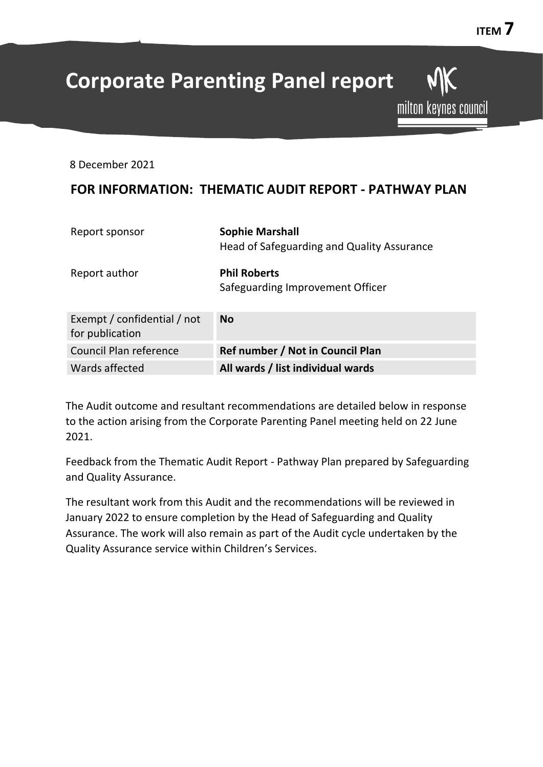**ITEM 7**

# Corporate Parenting Panel report

milton keynes council

8 December 2021

## FOR INFORMATION: THEMATIC AUDIT REPORT - PATHWAY PLAN

Report sponsor — **Sophie Marshall**
Head of Safeguarding and Quality Assurance

Report author — **Phil Roberts**
Safeguarding Improvement Officer

| | |
|---|---|
| Exempt / confidential / not for publication | **No** |
| Council Plan reference | **Ref number / Not in Council Plan** |
| Wards affected | **All wards / list individual wards** |

The Audit outcome and resultant recommendations are detailed below in response to the action arising from the Corporate Parenting Panel meeting held on 22 June 2021.

Feedback from the Thematic Audit Report - Pathway Plan prepared by Safeguarding and Quality Assurance.

The resultant work from this Audit and the recommendations will be reviewed in January 2022 to ensure completion by the Head of Safeguarding and Quality Assurance. The work will also remain as part of the Audit cycle undertaken by the Quality Assurance service within Children's Services.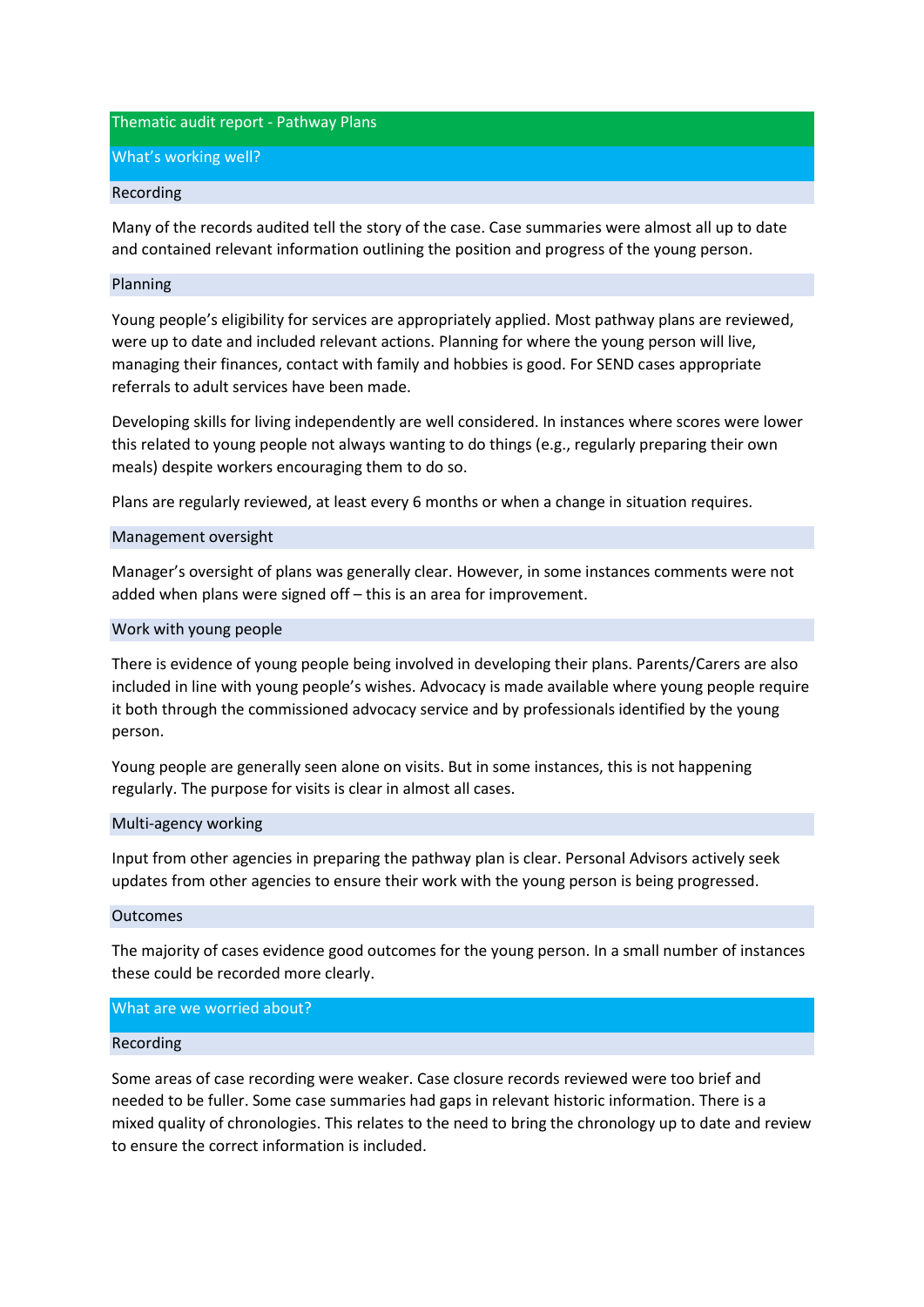# Thematic audit report - Pathway Plans

## What's working well?

### Recording

Many of the records audited tell the story of the case. Case summaries were almost all up to date and contained relevant information outlining the position and progress of the young person.

### Planning

Young people's eligibility for services are appropriately applied. Most pathway plans are reviewed, were up to date and included relevant actions. Planning for where the young person will live, managing their finances, contact with family and hobbies is good. For SEND cases appropriate referrals to adult services have been made.

Developing skills for living independently are well considered. In instances where scores were lower this related to young people not always wanting to do things (e.g., regularly preparing their own meals) despite workers encouraging them to do so.

Plans are regularly reviewed, at least every 6 months or when a change in situation requires.

### Management oversight

Manager's oversight of plans was generally clear. However, in some instances comments were not added when plans were signed off – this is an area for improvement.

### Work with young people

There is evidence of young people being involved in developing their plans. Parents/Carers are also included in line with young people's wishes. Advocacy is made available where young people require it both through the commissioned advocacy service and by professionals identified by the young person.

Young people are generally seen alone on visits. But in some instances, this is not happening regularly. The purpose for visits is clear in almost all cases.

### Multi-agency working

Input from other agencies in preparing the pathway plan is clear. Personal Advisors actively seek updates from other agencies to ensure their work with the young person is being progressed.

### Outcomes

The majority of cases evidence good outcomes for the young person. In a small number of instances these could be recorded more clearly.

## What are we worried about?

### Recording

Some areas of case recording were weaker. Case closure records reviewed were too brief and needed to be fuller. Some case summaries had gaps in relevant historic information. There is a mixed quality of chronologies. This relates to the need to bring the chronology up to date and review to ensure the correct information is included.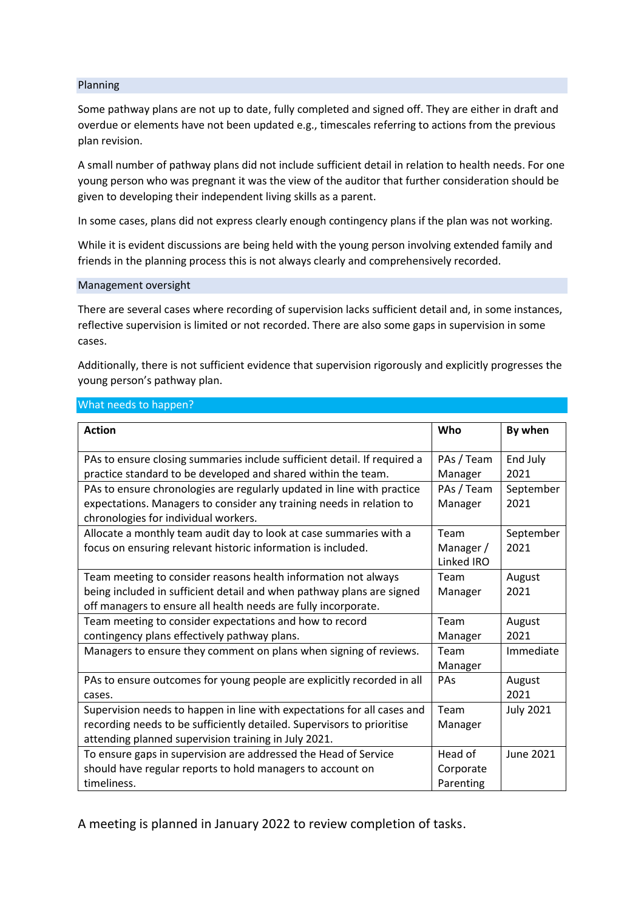## Planning

Some pathway plans are not up to date, fully completed and signed off. They are either in draft and overdue or elements have not been updated e.g., timescales referring to actions from the previous plan revision.

A small number of pathway plans did not include sufficient detail in relation to health needs. For one young person who was pregnant it was the view of the auditor that further consideration should be given to developing their independent living skills as a parent.

In some cases, plans did not express clearly enough contingency plans if the plan was not working.

While it is evident discussions are being held with the young person involving extended family and friends in the planning process this is not always clearly and comprehensively recorded.

## Management oversight

There are several cases where recording of supervision lacks sufficient detail and, in some instances, reflective supervision is limited or not recorded. There are also some gaps in supervision in some cases.

Additionally, there is not sufficient evidence that supervision rigorously and explicitly progresses the young person's pathway plan.

## What needs to happen?

| Action | Who | By when |
|---|---|---|
| PAs to ensure closing summaries include sufficient detail. If required a practice standard to be developed and shared within the team. | PAs / Team Manager | End July 2021 |
| PAs to ensure chronologies are regularly updated in line with practice expectations. Managers to consider any training needs in relation to chronologies for individual workers. | PAs / Team Manager | September 2021 |
| Allocate a monthly team audit day to look at case summaries with a focus on ensuring relevant historic information is included. | Team Manager / Linked IRO | September 2021 |
| Team meeting to consider reasons health information not always being included in sufficient detail and when pathway plans are signed off managers to ensure all health needs are fully incorporate. | Team Manager | August 2021 |
| Team meeting to consider expectations and how to record contingency plans effectively pathway plans. | Team Manager | August 2021 |
| Managers to ensure they comment on plans when signing of reviews. | Team Manager | Immediate |
| PAs to ensure outcomes for young people are explicitly recorded in all cases. | PAs | August 2021 |
| Supervision needs to happen in line with expectations for all cases and recording needs to be sufficiently detailed. Supervisors to prioritise attending planned supervision training in July 2021. | Team Manager | July 2021 |
| To ensure gaps in supervision are addressed the Head of Service should have regular reports to hold managers to account on timeliness. | Head of Corporate Parenting | June 2021 |

A meeting is planned in January 2022 to review completion of tasks.